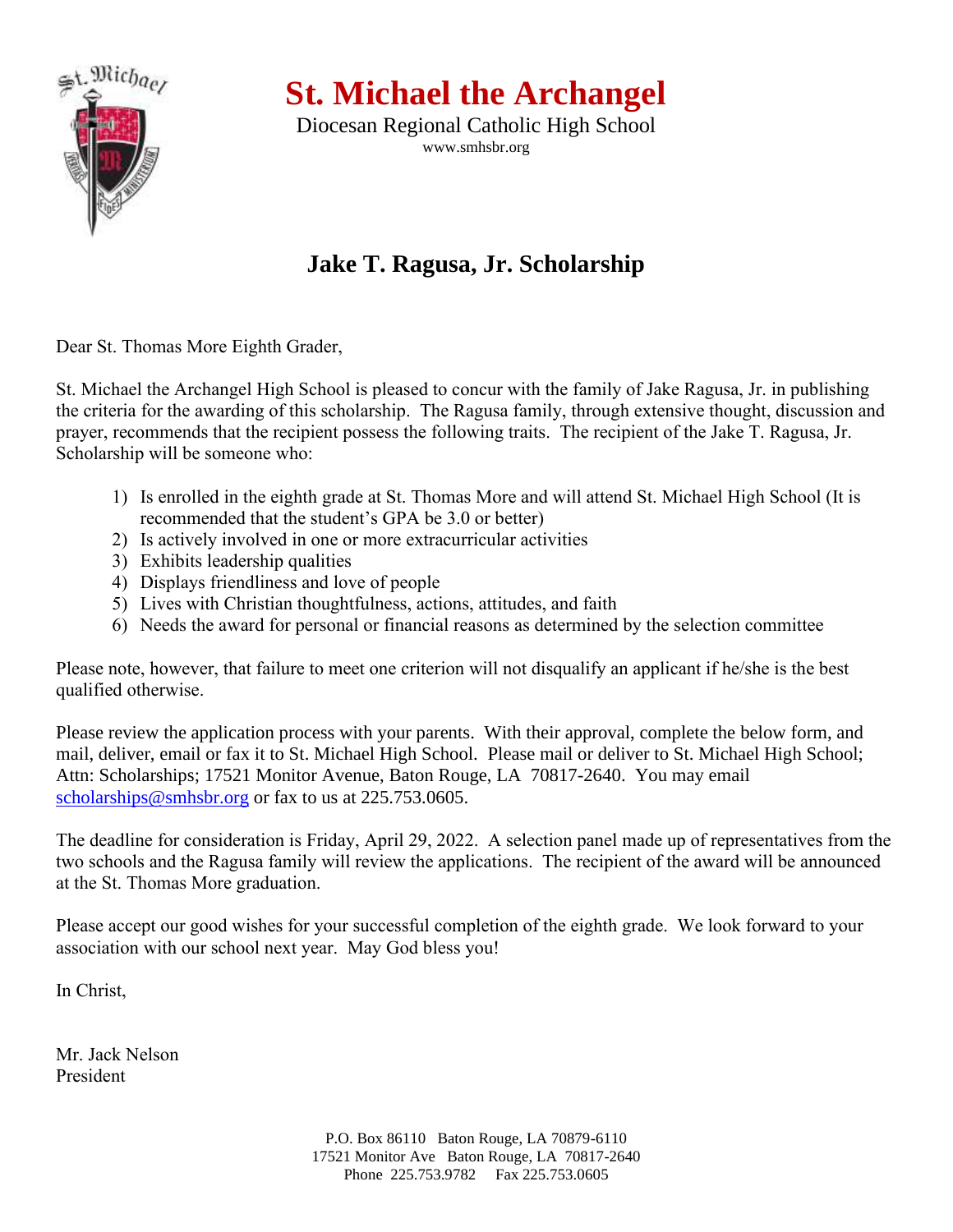# St. Michael the Archangel

Diocesan Regional Catholic High School

www.smhsbr.org

## Jake T. Ragusa, Jr. Scholarship

Dear St. Thomas More Eighth Grader,

St. Michael the Archangel High School is pleased to concur with the family of Jake Ragusa, Jr. in publishing the criteria for the awarding of this scholarship. The Ragusa family, through extensive thought, discussion and prayer, recommends that the recipient possess the following traits. The recipient of the Jake T. Ragusa, Jr. Scholarship will be someone who:

1) Is enrolled in the eighth grade at St. Thomas More and will attend St. Michael High School (It is recommended that the student's GPA be 3.0 or better)
2) Is actively involved in one or more extracurricular activities
3) Exhibits leadership qualities
4) Displays friendliness and love of people
5) Lives with Christian thoughtfulness, actions, attitudes, and faith
6) Needs the award for personal or financial reasons as determined by the selection committee

Please note, however, that failure to meet one criterion will not disqualify an applicant if he/she is the best qualified otherwise.

Please review the application process with your parents. With their approval, complete the below form, and mail, deliver, email or fax it to St. Michael High School. Please mail or deliver to St. Michael High School; Attn: Scholarships; 17521 Monitor Avenue, Baton Rouge, LA 70817-2640. You may email scholarships@smhsbr.org or fax to us at 225.753.0605.

The deadline for consideration is Friday, April 29, 2022. A selection panel made up of representatives from the two schools and the Ragusa family will review the applications. The recipient of the award will be announced at the St. Thomas More graduation.

Please accept our good wishes for your successful completion of the eighth grade. We look forward to your association with our school next year. May God bless you!

In Christ,

Mr. Jack Nelson
President

P.O. Box 86110 Baton Rouge, LA 70879-6110
17521 Monitor Ave Baton Rouge, LA 70817-2640
Phone 225.753.9782 Fax 225.753.0605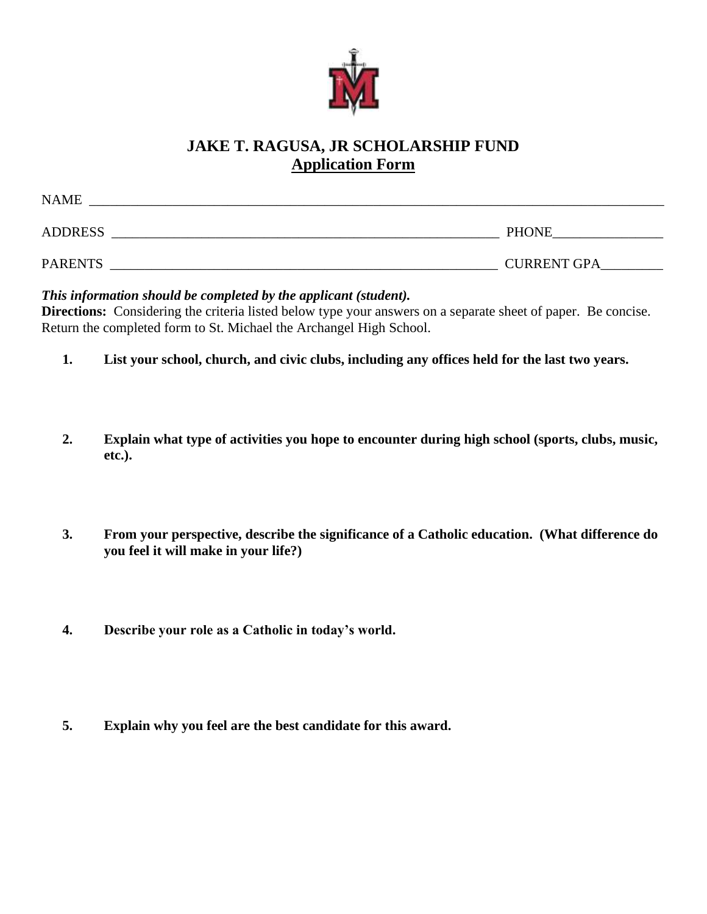# JAKE T. RAGUSA, JR SCHOLARSHIP FUND
## Application Form

NAME ___________________________________________________________________________________

ADDRESS ____________________________________________________________ PHONE________________

PARENTS ____________________________________________________________ CURRENT GPA_________

***This information should be completed by the applicant (student).***

**Directions:** Considering the criteria listed below type your answers on a separate sheet of paper. Be concise. Return the completed form to St. Michael the Archangel High School.

1. **List your school, church, and civic clubs, including any offices held for the last two years.**

2. **Explain what type of activities you hope to encounter during high school (sports, clubs, music, etc.).**

3. **From your perspective, describe the significance of a Catholic education. (What difference do you feel it will make in your life?)**

4. **Describe your role as a Catholic in today's world.**

5. **Explain why you feel are the best candidate for this award.**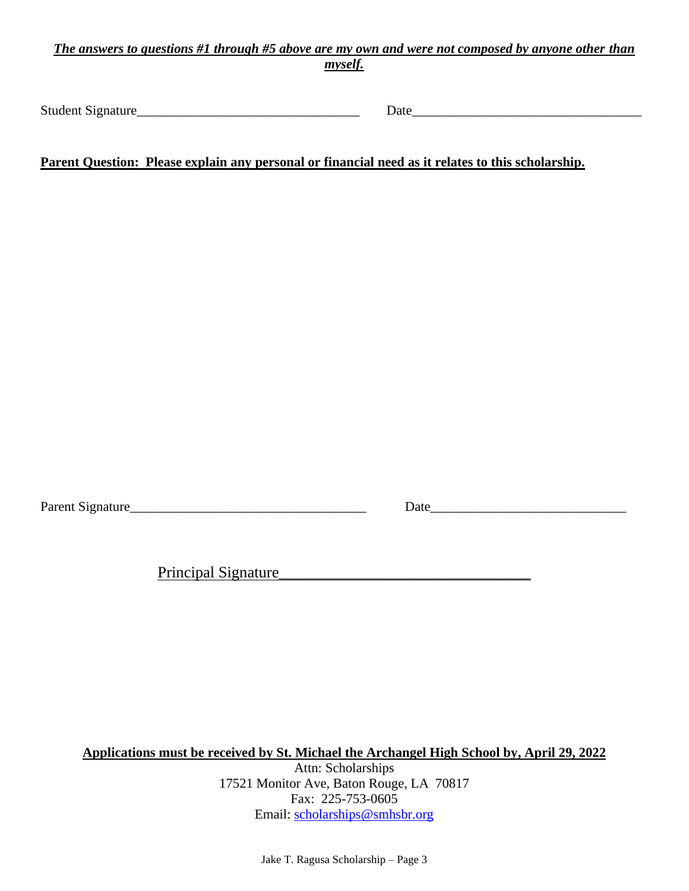***The answers to questions #1 through #5 above are my own and were not composed by anyone other than myself.***

Student Signature________________________________ Date__________________________________

**Parent Question: Please explain any personal or financial need as it relates to this scholarship.**

Parent Signature__________________________________ Date____________________________

Principal Signature_______________________________

**Applications must be received by St. Michael the Archangel High School by, April 29, 2022**

Attn: Scholarships
17521 Monitor Ave, Baton Rouge, LA 70817
Fax: 225-753-0605
Email: scholarships@smhsbr.org

Jake T. Ragusa Scholarship – Page 3